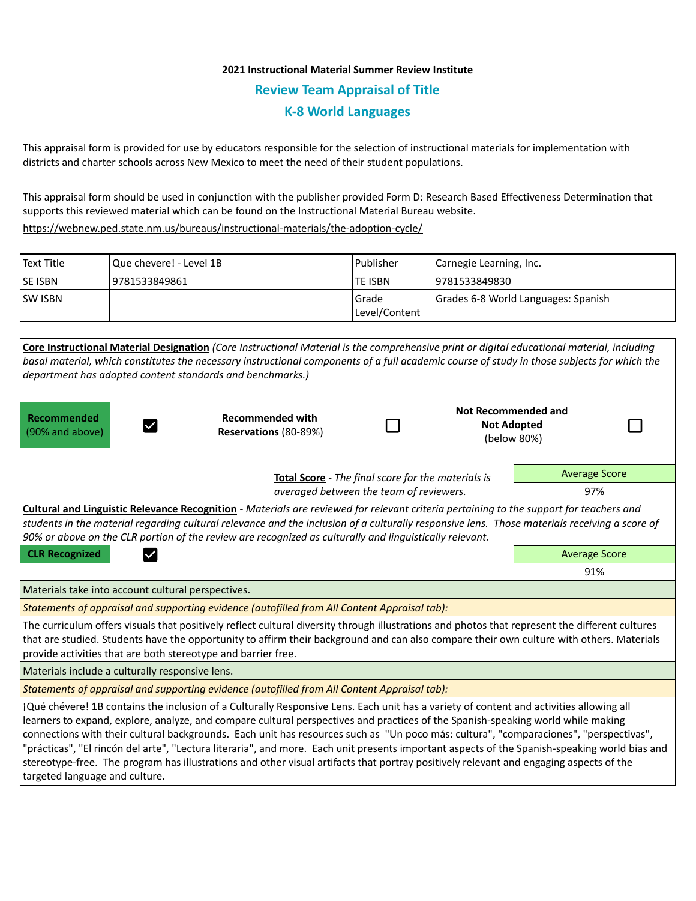**2021 Instructional Material Summer Review Institute**

## Review Team Appraisal of Title

## K-8 World Languages

This appraisal form is provided for use by educators responsible for the selection of instructional materials for implementation with districts and charter schools across New Mexico to meet the need of their student populations.

This appraisal form should be used in conjunction with the publisher provided Form D: Research Based Effectiveness Determination that supports this reviewed material which can be found on the Instructional Material Bureau website.
https://webnew.ped.state.nm.us/bureaus/instructional-materials/the-adoption-cycle/

| Text Title | Que chevere! - Level 1B | Publisher | Carnegie Learning, Inc. |
|---|---|---|---|
| SE ISBN | 9781533849861 | TE ISBN | 9781533849830 |
| SW ISBN | | Grade Level/Content | Grades 6-8 World Languages: Spanish |

**Core Instructional Material Designation** *(Core Instructional Material is the comprehensive print or digital educational material, including basal material, which constitutes the necessary instructional components of a full academic course of study in those subjects for which the department has adopted content standards and benchmarks.)*

| Recommended (90% and above) | ☑ | Recommended with Reservations (80-89%) | ☐ | Not Recommended and Not Adopted (below 80%) | ☐ |
|---|---|---|---|---|---|

**Total Score** - *The final score for the materials is averaged between the team of reviewers.*

| Average Score |
|---|
| 97% |

**Cultural and Linguistic Relevance Recognition** - *Materials are reviewed for relevant criteria pertaining to the support for teachers and students in the material regarding cultural relevance and the inclusion of a culturally responsive lens. Those materials receiving a score of 90% or above on the CLR portion of the review are recognized as culturally and linguistically relevant.*

**CLR Recognized** ☑

| Average Score |
|---|
| 91% |

Materials take into account cultural perspectives.

*Statements of appraisal and supporting evidence (autofilled from All Content Appraisal tab):*

The curriculum offers visuals that positively reflect cultural diversity through illustrations and photos that represent the different cultures that are studied. Students have the opportunity to affirm their background and can also compare their own culture with others. Materials provide activities that are both stereotype and barrier free.

Materials include a culturally responsive lens.

*Statements of appraisal and supporting evidence (autofilled from All Content Appraisal tab):*

¡Qué chévere! 1B contains the inclusion of a Culturally Responsive Lens. Each unit has a variety of content and activities allowing all learners to expand, explore, analyze, and compare cultural perspectives and practices of the Spanish-speaking world while making connections with their cultural backgrounds. Each unit has resources such as "Un poco más: cultura", "comparaciones", "perspectivas", "prácticas", "El rincón del arte", "Lectura literaria", and more. Each unit presents important aspects of the Spanish-speaking world bias and stereotype-free. The program has illustrations and other visual artifacts that portray positively relevant and engaging aspects of the targeted language and culture.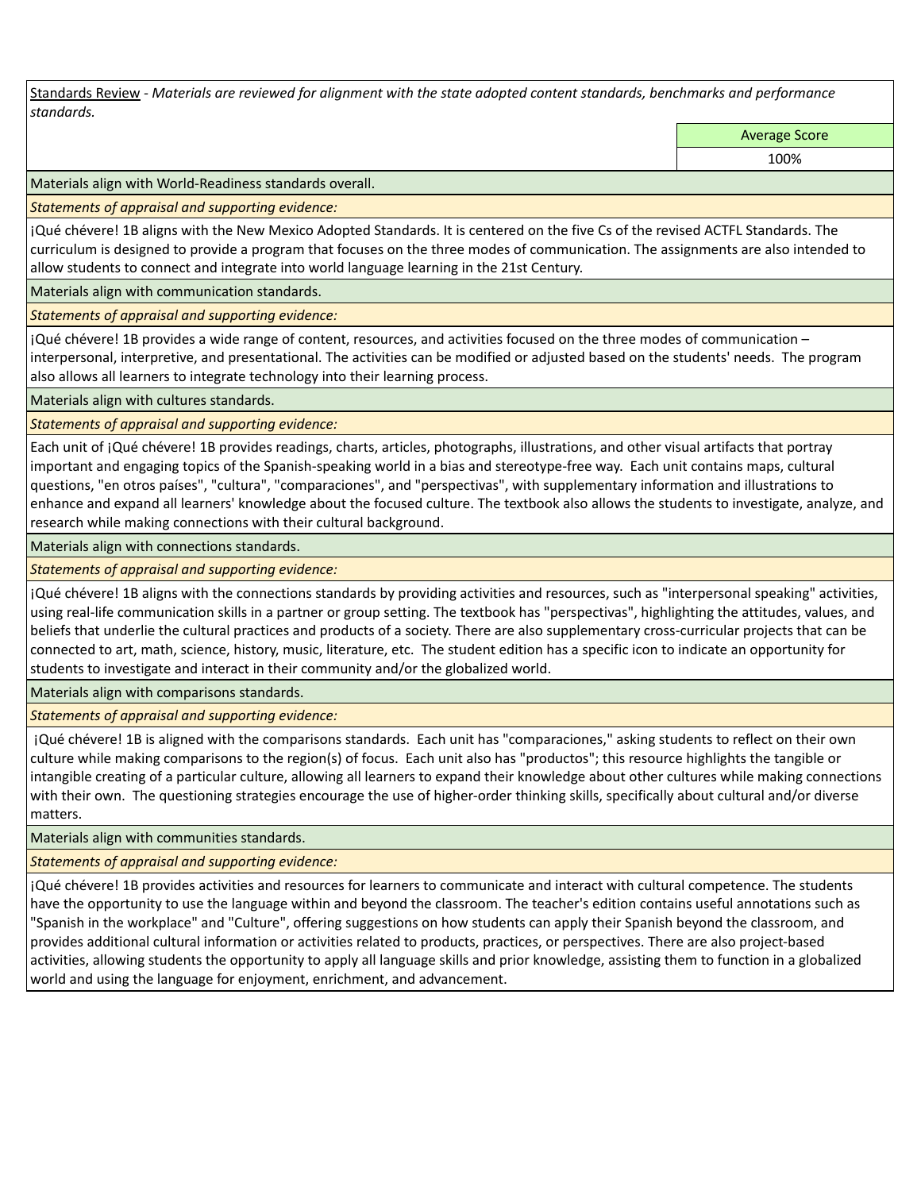<u>Standards Review</u> - *Materials are reviewed for alignment with the state adopted content standards, benchmarks and performance standards.*

| | Average Score |
|---|---|
| | 100% |

Materials align with World-Readiness standards overall.

*Statements of appraisal and supporting evidence:*

¡Qué chévere! 1B aligns with the New Mexico Adopted Standards. It is centered on the five Cs of the revised ACTFL Standards. The curriculum is designed to provide a program that focuses on the three modes of communication. The assignments are also intended to allow students to connect and integrate into world language learning in the 21st Century.

Materials align with communication standards.

*Statements of appraisal and supporting evidence:*

¡Qué chévere! 1B provides a wide range of content, resources, and activities focused on the three modes of communication – interpersonal, interpretive, and presentational. The activities can be modified or adjusted based on the students' needs. The program also allows all learners to integrate technology into their learning process.

Materials align with cultures standards.

*Statements of appraisal and supporting evidence:*

Each unit of ¡Qué chévere! 1B provides readings, charts, articles, photographs, illustrations, and other visual artifacts that portray important and engaging topics of the Spanish-speaking world in a bias and stereotype-free way. Each unit contains maps, cultural questions, "en otros países", "cultura", "comparaciones", and "perspectivas", with supplementary information and illustrations to enhance and expand all learners' knowledge about the focused culture. The textbook also allows the students to investigate, analyze, and research while making connections with their cultural background.

Materials align with connections standards.

*Statements of appraisal and supporting evidence:*

¡Qué chévere! 1B aligns with the connections standards by providing activities and resources, such as "interpersonal speaking" activities, using real-life communication skills in a partner or group setting. The textbook has "perspectivas", highlighting the attitudes, values, and beliefs that underlie the cultural practices and products of a society. There are also supplementary cross-curricular projects that can be connected to art, math, science, history, music, literature, etc. The student edition has a specific icon to indicate an opportunity for students to investigate and interact in their community and/or the globalized world.

Materials align with comparisons standards.

*Statements of appraisal and supporting evidence:*

¡Qué chévere! 1B is aligned with the comparisons standards. Each unit has "comparaciones," asking students to reflect on their own culture while making comparisons to the region(s) of focus. Each unit also has "productos"; this resource highlights the tangible or intangible creating of a particular culture, allowing all learners to expand their knowledge about other cultures while making connections with their own. The questioning strategies encourage the use of higher-order thinking skills, specifically about cultural and/or diverse matters.

Materials align with communities standards.

*Statements of appraisal and supporting evidence:*

¡Qué chévere! 1B provides activities and resources for learners to communicate and interact with cultural competence. The students have the opportunity to use the language within and beyond the classroom. The teacher's edition contains useful annotations such as "Spanish in the workplace" and "Culture", offering suggestions on how students can apply their Spanish beyond the classroom, and provides additional cultural information or activities related to products, practices, or perspectives. There are also project-based activities, allowing students the opportunity to apply all language skills and prior knowledge, assisting them to function in a globalized world and using the language for enjoyment, enrichment, and advancement.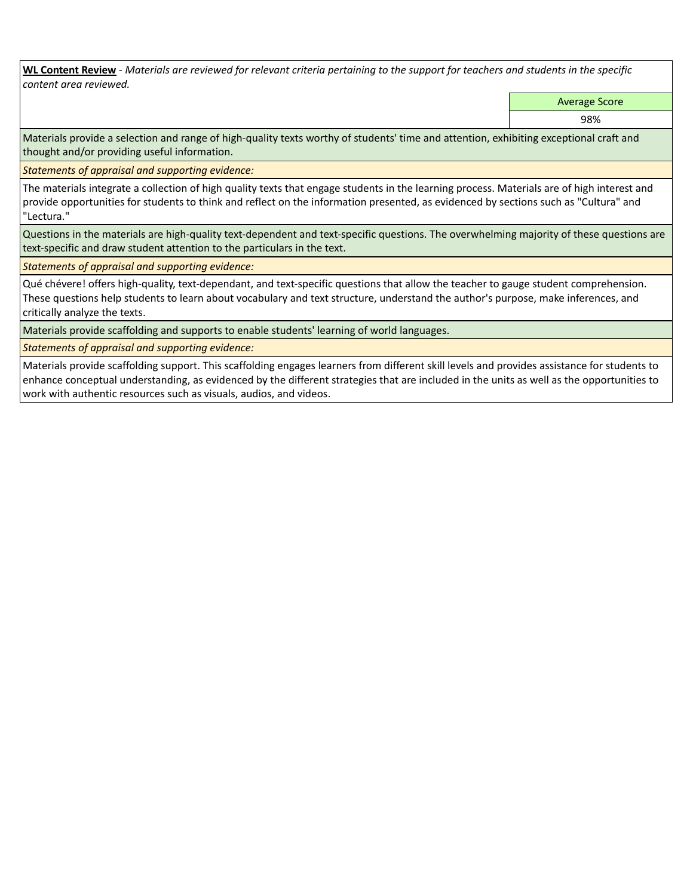**<u>WL Content Review</u>** - *Materials are reviewed for relevant criteria pertaining to the support for teachers and students in the specific content area reviewed.*

| Average Score |
| --- |
| 98% |

Materials provide a selection and range of high-quality texts worthy of students' time and attention, exhibiting exceptional craft and thought and/or providing useful information.

*Statements of appraisal and supporting evidence:*

The materials integrate a collection of high quality texts that engage students in the learning process. Materials are of high interest and provide opportunities for students to think and reflect on the information presented, as evidenced by sections such as "Cultura" and "Lectura."

Questions in the materials are high-quality text-dependent and text-specific questions. The overwhelming majority of these questions are text-specific and draw student attention to the particulars in the text.

*Statements of appraisal and supporting evidence:*

Qué chévere! offers high-quality, text-dependant, and text-specific questions that allow the teacher to gauge student comprehension. These questions help students to learn about vocabulary and text structure, understand the author's purpose, make inferences, and critically analyze the texts.

Materials provide scaffolding and supports to enable students' learning of world languages.

*Statements of appraisal and supporting evidence:*

Materials provide scaffolding support. This scaffolding engages learners from different skill levels and provides assistance for students to enhance conceptual understanding, as evidenced by the different strategies that are included in the units as well as the opportunities to work with authentic resources such as visuals, audios, and videos.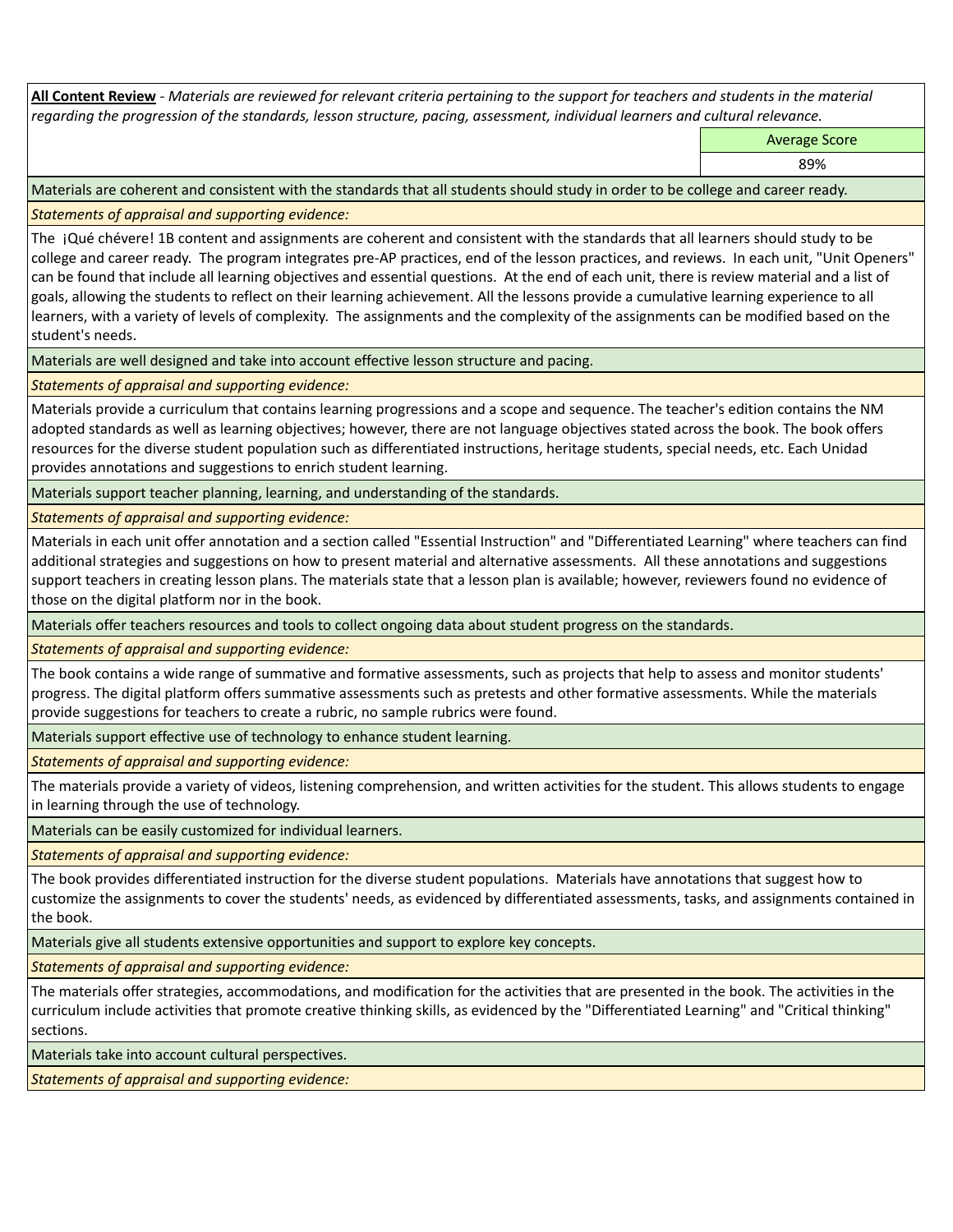**All Content Review** - *Materials are reviewed for relevant criteria pertaining to the support for teachers and students in the material regarding the progression of the standards, lesson structure, pacing, assessment, individual learners and cultural relevance.*

| | Average Score |
|---|---|
| | 89% |

Materials are coherent and consistent with the standards that all students should study in order to be college and career ready.

*Statements of appraisal and supporting evidence:*

The ¡Qué chévere! 1B content and assignments are coherent and consistent with the standards that all learners should study to be college and career ready. The program integrates pre-AP practices, end of the lesson practices, and reviews. In each unit, "Unit Openers" can be found that include all learning objectives and essential questions. At the end of each unit, there is review material and a list of goals, allowing the students to reflect on their learning achievement. All the lessons provide a cumulative learning experience to all learners, with a variety of levels of complexity. The assignments and the complexity of the assignments can be modified based on the student's needs.

Materials are well designed and take into account effective lesson structure and pacing.

*Statements of appraisal and supporting evidence:*

Materials provide a curriculum that contains learning progressions and a scope and sequence. The teacher's edition contains the NM adopted standards as well as learning objectives; however, there are not language objectives stated across the book. The book offers resources for the diverse student population such as differentiated instructions, heritage students, special needs, etc. Each Unidad provides annotations and suggestions to enrich student learning.

Materials support teacher planning, learning, and understanding of the standards.

*Statements of appraisal and supporting evidence:*

Materials in each unit offer annotation and a section called "Essential Instruction" and "Differentiated Learning" where teachers can find additional strategies and suggestions on how to present material and alternative assessments. All these annotations and suggestions support teachers in creating lesson plans. The materials state that a lesson plan is available; however, reviewers found no evidence of those on the digital platform nor in the book.

Materials offer teachers resources and tools to collect ongoing data about student progress on the standards.

*Statements of appraisal and supporting evidence:*

The book contains a wide range of summative and formative assessments, such as projects that help to assess and monitor students' progress. The digital platform offers summative assessments such as pretests and other formative assessments. While the materials provide suggestions for teachers to create a rubric, no sample rubrics were found.

Materials support effective use of technology to enhance student learning.

*Statements of appraisal and supporting evidence:*

The materials provide a variety of videos, listening comprehension, and written activities for the student. This allows students to engage in learning through the use of technology.

Materials can be easily customized for individual learners.

*Statements of appraisal and supporting evidence:*

The book provides differentiated instruction for the diverse student populations. Materials have annotations that suggest how to customize the assignments to cover the students' needs, as evidenced by differentiated assessments, tasks, and assignments contained in the book.

Materials give all students extensive opportunities and support to explore key concepts.

*Statements of appraisal and supporting evidence:*

The materials offer strategies, accommodations, and modification for the activities that are presented in the book. The activities in the curriculum include activities that promote creative thinking skills, as evidenced by the "Differentiated Learning" and "Critical thinking" sections.

Materials take into account cultural perspectives.

*Statements of appraisal and supporting evidence:*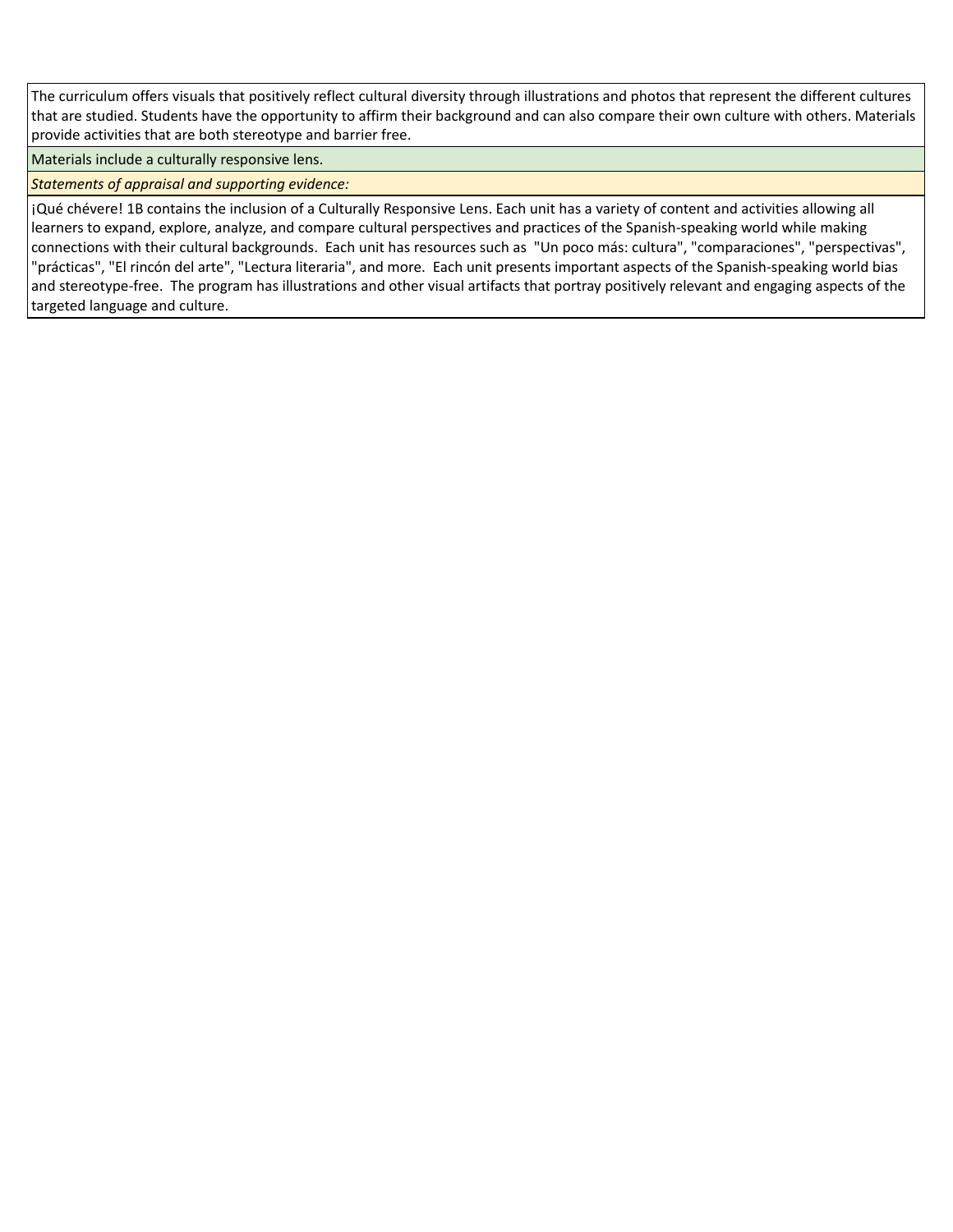The curriculum offers visuals that positively reflect cultural diversity through illustrations and photos that represent the different cultures that are studied. Students have the opportunity to affirm their background and can also compare their own culture with others. Materials provide activities that are both stereotype and barrier free.

Materials include a culturally responsive lens.

*Statements of appraisal and supporting evidence:*

¡Qué chévere! 1B contains the inclusion of a Culturally Responsive Lens. Each unit has a variety of content and activities allowing all learners to expand, explore, analyze, and compare cultural perspectives and practices of the Spanish-speaking world while making connections with their cultural backgrounds. Each unit has resources such as "Un poco más: cultura", "comparaciones", "perspectivas", "prácticas", "El rincón del arte", "Lectura literaria", and more. Each unit presents important aspects of the Spanish-speaking world bias and stereotype-free. The program has illustrations and other visual artifacts that portray positively relevant and engaging aspects of the targeted language and culture.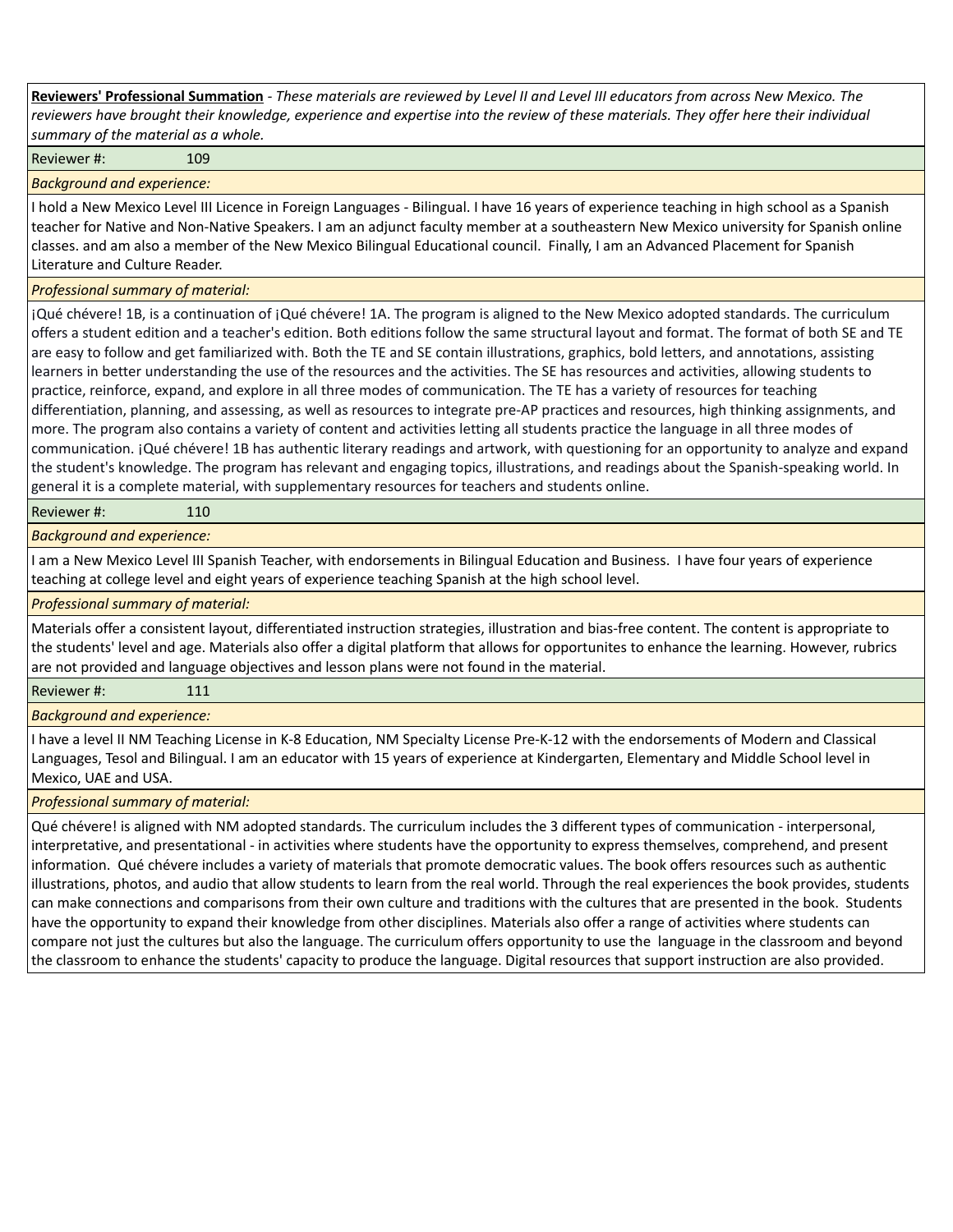**Reviewers' Professional Summation** - *These materials are reviewed by Level II and Level III educators from across New Mexico. The reviewers have brought their knowledge, experience and expertise into the review of these materials. They offer here their individual summary of the material as a whole.*

Reviewer #: 109

*Background and experience:*

I hold a New Mexico Level III Licence in Foreign Languages - Bilingual. I have 16 years of experience teaching in high school as a Spanish teacher for Native and Non-Native Speakers. I am an adjunct faculty member at a southeastern New Mexico university for Spanish online classes. and am also a member of the New Mexico Bilingual Educational council. Finally, I am an Advanced Placement for Spanish Literature and Culture Reader.

*Professional summary of material:*

¡Qué chévere! 1B, is a continuation of ¡Qué chévere! 1A. The program is aligned to the New Mexico adopted standards. The curriculum offers a student edition and a teacher's edition. Both editions follow the same structural layout and format. The format of both SE and TE are easy to follow and get familiarized with. Both the TE and SE contain illustrations, graphics, bold letters, and annotations, assisting learners in better understanding the use of the resources and the activities. The SE has resources and activities, allowing students to practice, reinforce, expand, and explore in all three modes of communication. The TE has a variety of resources for teaching differentiation, planning, and assessing, as well as resources to integrate pre-AP practices and resources, high thinking assignments, and more. The program also contains a variety of content and activities letting all students practice the language in all three modes of communication. ¡Qué chévere! 1B has authentic literary readings and artwork, with questioning for an opportunity to analyze and expand the student's knowledge. The program has relevant and engaging topics, illustrations, and readings about the Spanish-speaking world. In general it is a complete material, with supplementary resources for teachers and students online.

Reviewer #: 110

*Background and experience:*

I am a New Mexico Level III Spanish Teacher, with endorsements in Bilingual Education and Business. I have four years of experience teaching at college level and eight years of experience teaching Spanish at the high school level.

*Professional summary of material:*

Materials offer a consistent layout, differentiated instruction strategies, illustration and bias-free content. The content is appropriate to the students' level and age. Materials also offer a digital platform that allows for opportunites to enhance the learning. However, rubrics are not provided and language objectives and lesson plans were not found in the material.

Reviewer #: 111

*Background and experience:*

I have a level II NM Teaching License in K-8 Education, NM Specialty License Pre-K-12 with the endorsements of Modern and Classical Languages, Tesol and Bilingual. I am an educator with 15 years of experience at Kindergarten, Elementary and Middle School level in Mexico, UAE and USA.

*Professional summary of material:*

Qué chévere! is aligned with NM adopted standards. The curriculum includes the 3 different types of communication - interpersonal, interpretative, and presentational - in activities where students have the opportunity to express themselves, comprehend, and present information. Qué chévere includes a variety of materials that promote democratic values. The book offers resources such as authentic illustrations, photos, and audio that allow students to learn from the real world. Through the real experiences the book provides, students can make connections and comparisons from their own culture and traditions with the cultures that are presented in the book. Students have the opportunity to expand their knowledge from other disciplines. Materials also offer a range of activities where students can compare not just the cultures but also the language. The curriculum offers opportunity to use the language in the classroom and beyond the classroom to enhance the students' capacity to produce the language. Digital resources that support instruction are also provided.